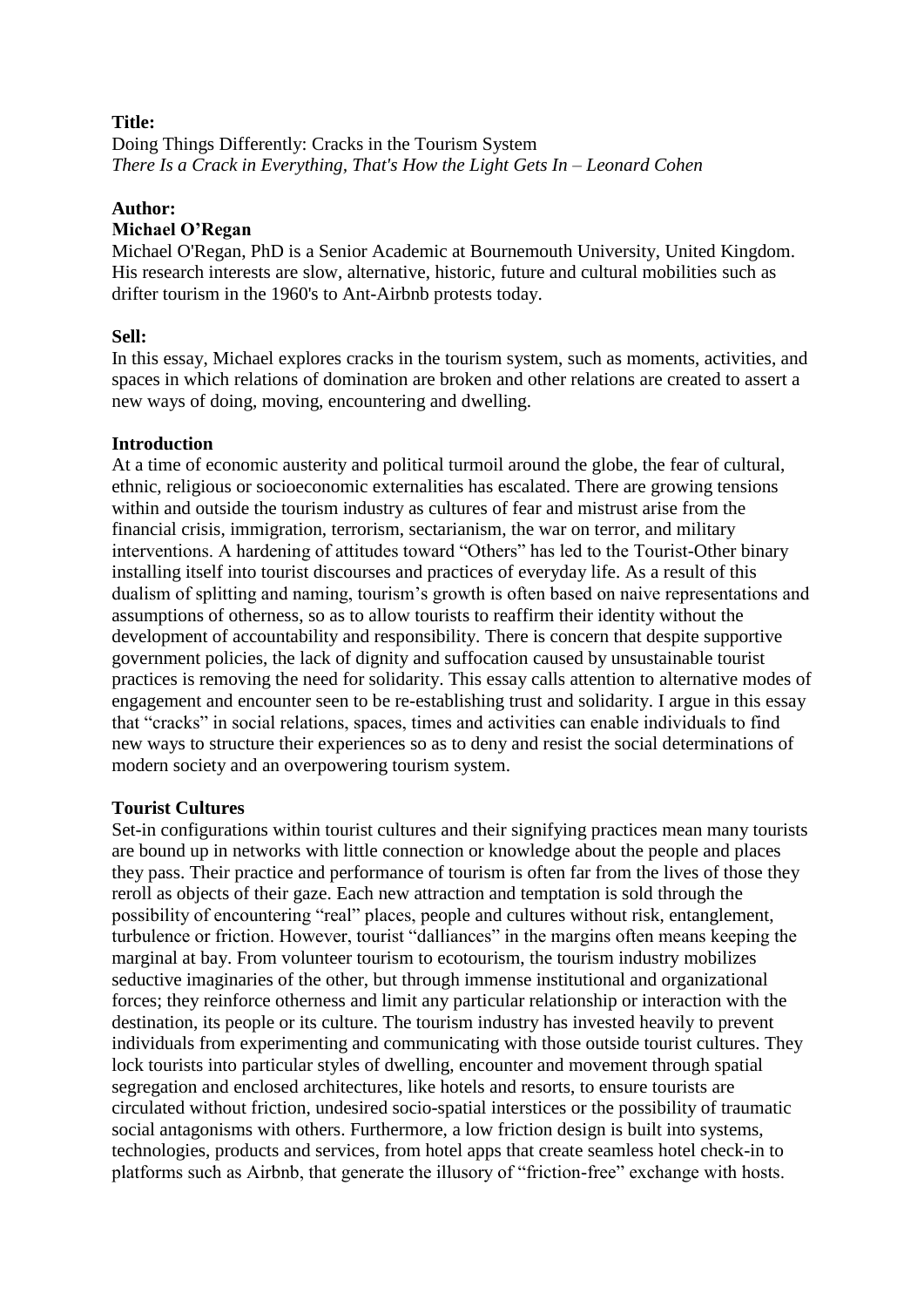**Title:**

Doing Things Differently: Cracks in the Tourism System

*There Is a Crack in Everything, That's How the Light Gets In – Leonard Cohen*

**Author:**

**Michael O'Regan**

Michael O'Regan, PhD is a Senior Academic at Bournemouth University, United Kingdom. His research interests are slow, alternative, historic, future and cultural mobilities such as drifter tourism in the 1960's to Ant-Airbnb protests today.

**Sell:**

In this essay, Michael explores cracks in the tourism system, such as moments, activities, and spaces in which relations of domination are broken and other relations are created to assert a new ways of doing, moving, encountering and dwelling.

**Introduction**

At a time of economic austerity and political turmoil around the globe, the fear of cultural, ethnic, religious or socioeconomic externalities has escalated. There are growing tensions within and outside the tourism industry as cultures of fear and mistrust arise from the financial crisis, immigration, terrorism, sectarianism, the war on terror, and military interventions. A hardening of attitudes toward "Others" has led to the Tourist-Other binary installing itself into tourist discourses and practices of everyday life. As a result of this dualism of splitting and naming, tourism's growth is often based on naive representations and assumptions of otherness, so as to allow tourists to reaffirm their identity without the development of accountability and responsibility. There is concern that despite supportive government policies, the lack of dignity and suffocation caused by unsustainable tourist practices is removing the need for solidarity. This essay calls attention to alternative modes of engagement and encounter seen to be re-establishing trust and solidarity. I argue in this essay that "cracks" in social relations, spaces, times and activities can enable individuals to find new ways to structure their experiences so as to deny and resist the social determinations of modern society and an overpowering tourism system.

**Tourist Cultures**

Set-in configurations within tourist cultures and their signifying practices mean many tourists are bound up in networks with little connection or knowledge about the people and places they pass. Their practice and performance of tourism is often far from the lives of those they reroll as objects of their gaze. Each new attraction and temptation is sold through the possibility of encountering "real" places, people and cultures without risk, entanglement, turbulence or friction. However, tourist "dalliances" in the margins often means keeping the marginal at bay. From volunteer tourism to ecotourism, the tourism industry mobilizes seductive imaginaries of the other, but through immense institutional and organizational forces; they reinforce otherness and limit any particular relationship or interaction with the destination, its people or its culture. The tourism industry has invested heavily to prevent individuals from experimenting and communicating with those outside tourist cultures. They lock tourists into particular styles of dwelling, encounter and movement through spatial segregation and enclosed architectures, like hotels and resorts, to ensure tourists are circulated without friction, undesired socio-spatial interstices or the possibility of traumatic social antagonisms with others. Furthermore, a low friction design is built into systems, technologies, products and services, from hotel apps that create seamless hotel check-in to platforms such as Airbnb, that generate the illusory of "friction-free" exchange with hosts.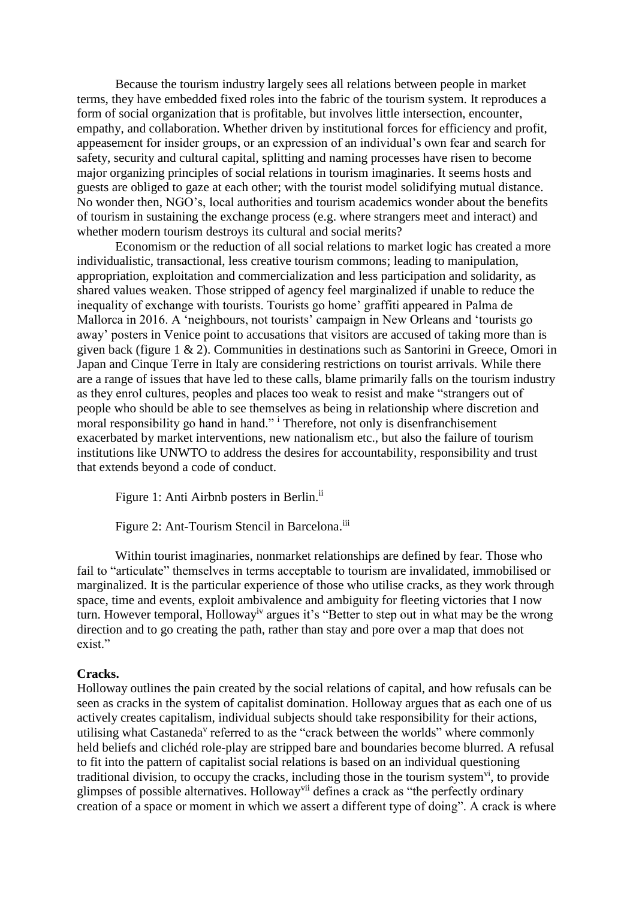Because the tourism industry largely sees all relations between people in market terms, they have embedded fixed roles into the fabric of the tourism system. It reproduces a form of social organization that is profitable, but involves little intersection, encounter, empathy, and collaboration. Whether driven by institutional forces for efficiency and profit, appeasement for insider groups, or an expression of an individual's own fear and search for safety, security and cultural capital, splitting and naming processes have risen to become major organizing principles of social relations in tourism imaginaries. It seems hosts and guests are obliged to gaze at each other; with the tourist model solidifying mutual distance. No wonder then, NGO's, local authorities and tourism academics wonder about the benefits of tourism in sustaining the exchange process (e.g. where strangers meet and interact) and whether modern tourism destroys its cultural and social merits?

Economism or the reduction of all social relations to market logic has created a more individualistic, transactional, less creative tourism commons; leading to manipulation, appropriation, exploitation and commercialization and less participation and solidarity, as shared values weaken. Those stripped of agency feel marginalized if unable to reduce the inequality of exchange with tourists. Tourists go home' graffiti appeared in Palma de Mallorca in 2016. A 'neighbours, not tourists' campaign in New Orleans and 'tourists go away' posters in Venice point to accusations that visitors are accused of taking more than is given back (figure 1 & 2). Communities in destinations such as Santorini in Greece, Omori in Japan and Cinque Terre in Italy are considering restrictions on tourist arrivals. While there are a range of issues that have led to these calls, blame primarily falls on the tourism industry as they enrol cultures, peoples and places too weak to resist and make "strangers out of people who should be able to see themselves as being in relationship where discretion and moral responsibility go hand in hand." [i] Therefore, not only is disenfranchisement exacerbated by market interventions, new nationalism etc., but also the failure of tourism institutions like UNWTO to address the desires for accountability, responsibility and trust that extends beyond a code of conduct.

Figure 1: Anti Airbnb posters in Berlin.[ii]

Figure 2: Ant-Tourism Stencil in Barcelona.[iii]

Within tourist imaginaries, nonmarket relationships are defined by fear. Those who fail to "articulate" themselves in terms acceptable to tourism are invalidated, immobilised or marginalized. It is the particular experience of those who utilise cracks, as they work through space, time and events, exploit ambivalence and ambiguity for fleeting victories that I now turn. However temporal, Holloway[iv] argues it's "Better to step out in what may be the wrong direction and to go creating the path, rather than stay and pore over a map that does not exist."

**Cracks.**

Holloway outlines the pain created by the social relations of capital, and how refusals can be seen as cracks in the system of capitalist domination. Holloway argues that as each one of us actively creates capitalism, individual subjects should take responsibility for their actions, utilising what Castaneda[v] referred to as the "crack between the worlds" where commonly held beliefs and clichéd role-play are stripped bare and boundaries become blurred. A refusal to fit into the pattern of capitalist social relations is based on an individual questioning traditional division, to occupy the cracks, including those in the tourism system[vi], to provide glimpses of possible alternatives. Holloway[vii] defines a crack as "the perfectly ordinary creation of a space or moment in which we assert a different type of doing". A crack is where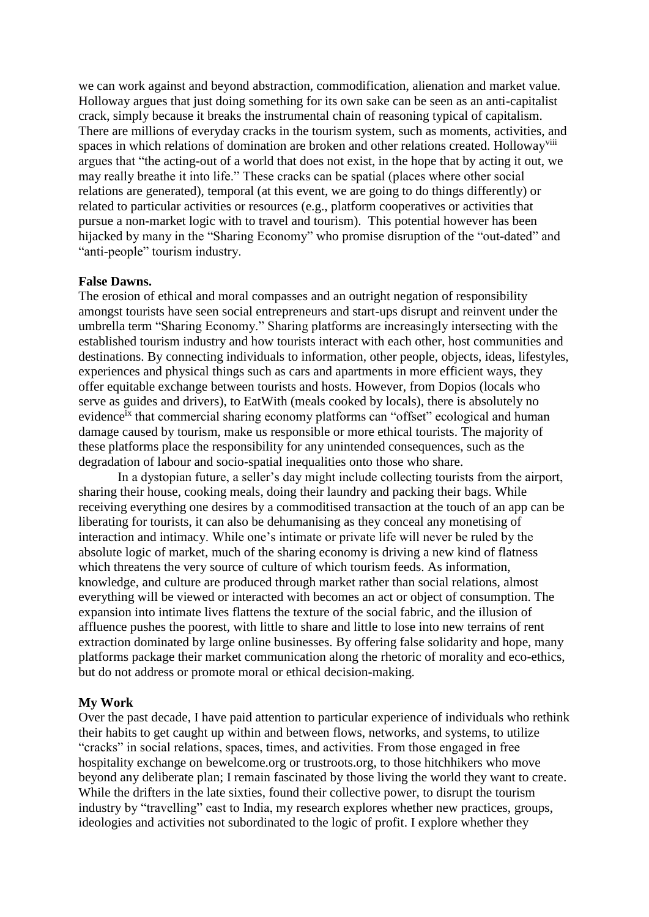we can work against and beyond abstraction, commodification, alienation and market value. Holloway argues that just doing something for its own sake can be seen as an anti-capitalist crack, simply because it breaks the instrumental chain of reasoning typical of capitalism. There are millions of everyday cracks in the tourism system, such as moments, activities, and spaces in which relations of domination are broken and other relations created. Holloway[viii] argues that "the acting-out of a world that does not exist, in the hope that by acting it out, we may really breathe it into life." These cracks can be spatial (places where other social relations are generated), temporal (at this event, we are going to do things differently) or related to particular activities or resources (e.g., platform cooperatives or activities that pursue a non-market logic with to travel and tourism). This potential however has been hijacked by many in the "Sharing Economy" who promise disruption of the "out-dated" and "anti-people" tourism industry.

**False Dawns.**

The erosion of ethical and moral compasses and an outright negation of responsibility amongst tourists have seen social entrepreneurs and start-ups disrupt and reinvent under the umbrella term "Sharing Economy." Sharing platforms are increasingly intersecting with the established tourism industry and how tourists interact with each other, host communities and destinations. By connecting individuals to information, other people, objects, ideas, lifestyles, experiences and physical things such as cars and apartments in more efficient ways, they offer equitable exchange between tourists and hosts. However, from Dopios (locals who serve as guides and drivers), to EatWith (meals cooked by locals), there is absolutely no evidence[ix] that commercial sharing economy platforms can "offset" ecological and human damage caused by tourism, make us responsible or more ethical tourists. The majority of these platforms place the responsibility for any unintended consequences, such as the degradation of labour and socio-spatial inequalities onto those who share.

In a dystopian future, a seller's day might include collecting tourists from the airport, sharing their house, cooking meals, doing their laundry and packing their bags. While receiving everything one desires by a commoditised transaction at the touch of an app can be liberating for tourists, it can also be dehumanising as they conceal any monetising of interaction and intimacy. While one's intimate or private life will never be ruled by the absolute logic of market, much of the sharing economy is driving a new kind of flatness which threatens the very source of culture of which tourism feeds. As information, knowledge, and culture are produced through market rather than social relations, almost everything will be viewed or interacted with becomes an act or object of consumption. The expansion into intimate lives flattens the texture of the social fabric, and the illusion of affluence pushes the poorest, with little to share and little to lose into new terrains of rent extraction dominated by large online businesses. By offering false solidarity and hope, many platforms package their market communication along the rhetoric of morality and eco-ethics, but do not address or promote moral or ethical decision-making.

**My Work**

Over the past decade, I have paid attention to particular experience of individuals who rethink their habits to get caught up within and between flows, networks, and systems, to utilize "cracks" in social relations, spaces, times, and activities. From those engaged in free hospitality exchange on bewelcome.org or trustroots.org, to those hitchhikers who move beyond any deliberate plan; I remain fascinated by those living the world they want to create. While the drifters in the late sixties, found their collective power, to disrupt the tourism industry by "travelling" east to India, my research explores whether new practices, groups, ideologies and activities not subordinated to the logic of profit. I explore whether they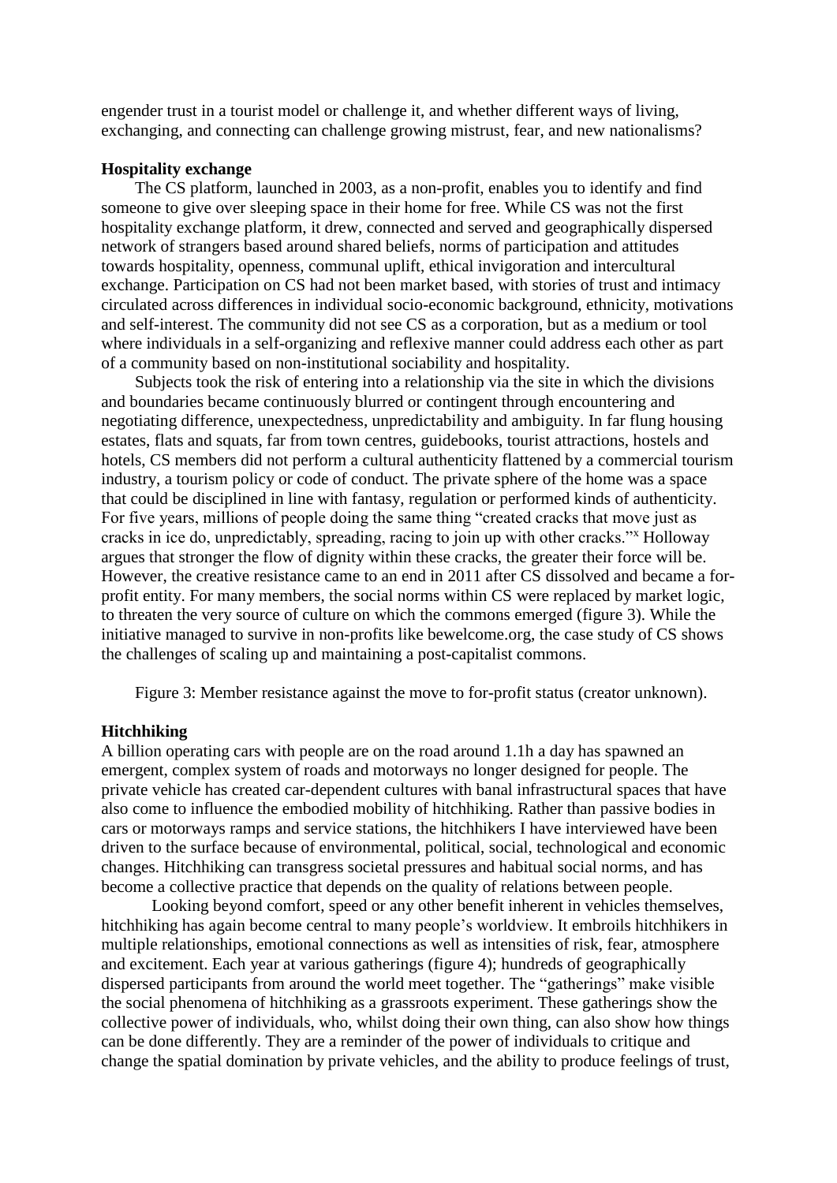engender trust in a tourist model or challenge it, and whether different ways of living, exchanging, and connecting can challenge growing mistrust, fear, and new nationalisms?

**Hospitality exchange**

The CS platform, launched in 2003, as a non-profit, enables you to identify and find someone to give over sleeping space in their home for free. While CS was not the first hospitality exchange platform, it drew, connected and served and geographically dispersed network of strangers based around shared beliefs, norms of participation and attitudes towards hospitality, openness, communal uplift, ethical invigoration and intercultural exchange. Participation on CS had not been market based, with stories of trust and intimacy circulated across differences in individual socio-economic background, ethnicity, motivations and self-interest. The community did not see CS as a corporation, but as a medium or tool where individuals in a self-organizing and reflexive manner could address each other as part of a community based on non-institutional sociability and hospitality.

Subjects took the risk of entering into a relationship via the site in which the divisions and boundaries became continuously blurred or contingent through encountering and negotiating difference, unexpectedness, unpredictability and ambiguity. In far flung housing estates, flats and squats, far from town centres, guidebooks, tourist attractions, hostels and hotels, CS members did not perform a cultural authenticity flattened by a commercial tourism industry, a tourism policy or code of conduct. The private sphere of the home was a space that could be disciplined in line with fantasy, regulation or performed kinds of authenticity. For five years, millions of people doing the same thing "created cracks that move just as cracks in ice do, unpredictably, spreading, racing to join up with other cracks."[x] Holloway argues that stronger the flow of dignity within these cracks, the greater their force will be. However, the creative resistance came to an end in 2011 after CS dissolved and became a for-profit entity. For many members, the social norms within CS were replaced by market logic, to threaten the very source of culture on which the commons emerged (figure 3). While the initiative managed to survive in non-profits like bewelcome.org, the case study of CS shows the challenges of scaling up and maintaining a post-capitalist commons.

Figure 3: Member resistance against the move to for-profit status (creator unknown).

**Hitchhiking**

A billion operating cars with people are on the road around 1.1h a day has spawned an emergent, complex system of roads and motorways no longer designed for people. The private vehicle has created car-dependent cultures with banal infrastructural spaces that have also come to influence the embodied mobility of hitchhiking. Rather than passive bodies in cars or motorways ramps and service stations, the hitchhikers I have interviewed have been driven to the surface because of environmental, political, social, technological and economic changes. Hitchhiking can transgress societal pressures and habitual social norms, and has become a collective practice that depends on the quality of relations between people.

Looking beyond comfort, speed or any other benefit inherent in vehicles themselves, hitchhiking has again become central to many people's worldview. It embroils hitchhikers in multiple relationships, emotional connections as well as intensities of risk, fear, atmosphere and excitement. Each year at various gatherings (figure 4); hundreds of geographically dispersed participants from around the world meet together. The "gatherings" make visible the social phenomena of hitchhiking as a grassroots experiment. These gatherings show the collective power of individuals, who, whilst doing their own thing, can also show how things can be done differently. They are a reminder of the power of individuals to critique and change the spatial domination by private vehicles, and the ability to produce feelings of trust,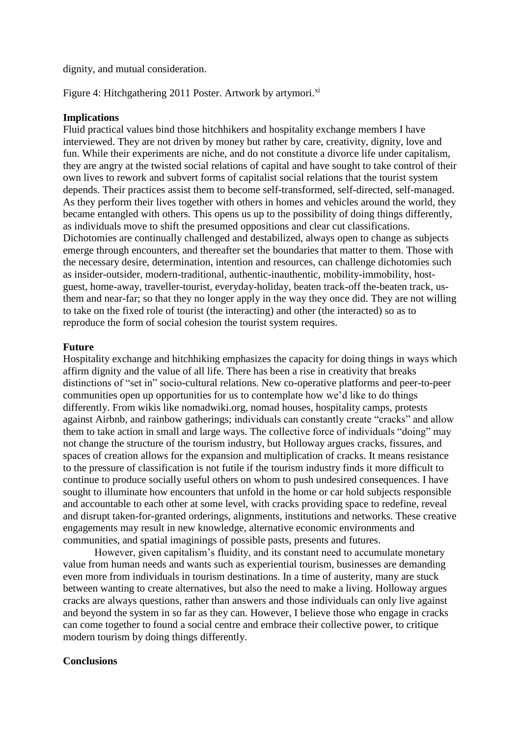dignity, and mutual consideration.

Figure 4: Hitchgathering 2011 Poster. Artwork by artymori.[xi]

**Implications**

Fluid practical values bind those hitchhikers and hospitality exchange members I have interviewed. They are not driven by money but rather by care, creativity, dignity, love and fun. While their experiments are niche, and do not constitute a divorce life under capitalism, they are angry at the twisted social relations of capital and have sought to take control of their own lives to rework and subvert forms of capitalist social relations that the tourist system depends. Their practices assist them to become self-transformed, self-directed, self-managed. As they perform their lives together with others in homes and vehicles around the world, they became entangled with others. This opens us up to the possibility of doing things differently, as individuals move to shift the presumed oppositions and clear cut classifications. Dichotomies are continually challenged and destabilized, always open to change as subjects emerge through encounters, and thereafter set the boundaries that matter to them. Those with the necessary desire, determination, intention and resources, can challenge dichotomies such as insider-outsider, modern-traditional, authentic-inauthentic, mobility-immobility, host-guest, home-away, traveller-tourist, everyday-holiday, beaten track-off the-beaten track, us-them and near-far; so that they no longer apply in the way they once did. They are not willing to take on the fixed role of tourist (the interacting) and other (the interacted) so as to reproduce the form of social cohesion the tourist system requires.

**Future**

Hospitality exchange and hitchhiking emphasizes the capacity for doing things in ways which affirm dignity and the value of all life. There has been a rise in creativity that breaks distinctions of "set in" socio-cultural relations. New co-operative platforms and peer-to-peer communities open up opportunities for us to contemplate how we'd like to do things differently. From wikis like nomadwiki.org, nomad houses, hospitality camps, protests against Airbnb, and rainbow gatherings; individuals can constantly create "cracks" and allow them to take action in small and large ways. The collective force of individuals "doing" may not change the structure of the tourism industry, but Holloway argues cracks, fissures, and spaces of creation allows for the expansion and multiplication of cracks. It means resistance to the pressure of classification is not futile if the tourism industry finds it more difficult to continue to produce socially useful others on whom to push undesired consequences. I have sought to illuminate how encounters that unfold in the home or car hold subjects responsible and accountable to each other at some level, with cracks providing space to redefine, reveal and disrupt taken-for-granted orderings, alignments, institutions and networks. These creative engagements may result in new knowledge, alternative economic environments and communities, and spatial imaginings of possible pasts, presents and futures.

However, given capitalism's fluidity, and its constant need to accumulate monetary value from human needs and wants such as experiential tourism, businesses are demanding even more from individuals in tourism destinations. In a time of austerity, many are stuck between wanting to create alternatives, but also the need to make a living. Holloway argues cracks are always questions, rather than answers and those individuals can only live against and beyond the system in so far as they can. However, I believe those who engage in cracks can come together to found a social centre and embrace their collective power, to critique modern tourism by doing things differently.

**Conclusions**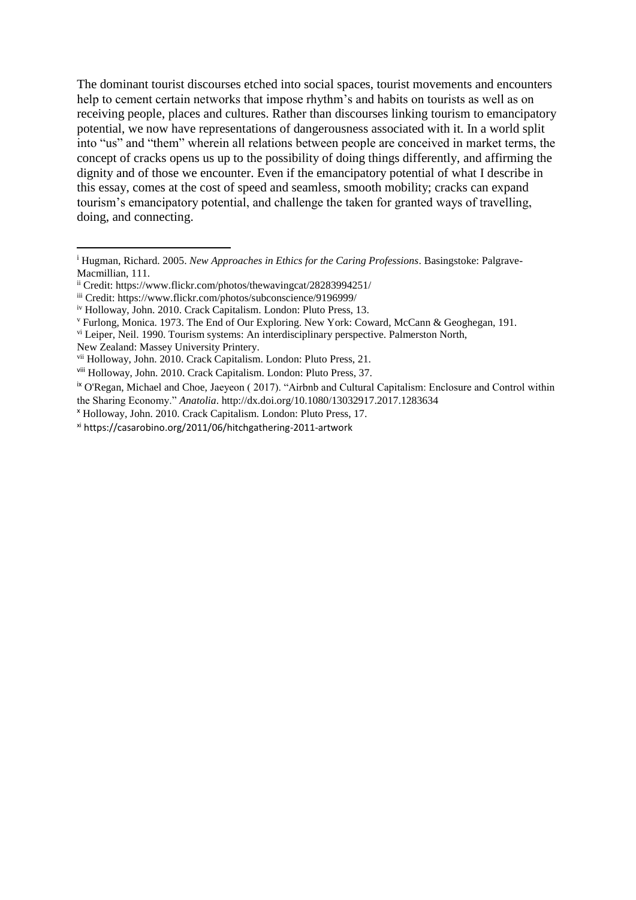The dominant tourist discourses etched into social spaces, tourist movements and encounters help to cement certain networks that impose rhythm's and habits on tourists as well as on receiving people, places and cultures. Rather than discourses linking tourism to emancipatory potential, we now have representations of dangerousness associated with it. In a world split into "us" and "them" wherein all relations between people are conceived in market terms, the concept of cracks opens us up to the possibility of doing things differently, and affirming the dignity and of those we encounter. Even if the emancipatory potential of what I describe in this essay, comes at the cost of speed and seamless, smooth mobility; cracks can expand tourism's emancipatory potential, and challenge the taken for granted ways of travelling, doing, and connecting.

---

[i] Hugman, Richard. 2005. *New Approaches in Ethics for the Caring Professions*. Basingstoke: Palgrave-Macmillian, 111.

[ii] Credit: https://www.flickr.com/photos/thewavingcat/28283994251/

[iii] Credit: https://www.flickr.com/photos/subconscience/9196999/

[iv] Holloway, John. 2010. Crack Capitalism. London: Pluto Press, 13.

[v] Furlong, Monica. 1973. The End of Our Exploring. New York: Coward, McCann & Geoghegan, 191.

[vi] Leiper, Neil. 1990. Tourism systems: An interdisciplinary perspective. Palmerston North, New Zealand: Massey University Printery.

[vii] Holloway, John. 2010. Crack Capitalism. London: Pluto Press, 21.

[viii] Holloway, John. 2010. Crack Capitalism. London: Pluto Press, 37.

[ix] O'Regan, Michael and Choe, Jaeyeon ( 2017). "Airbnb and Cultural Capitalism: Enclosure and Control within the Sharing Economy." *Anatolia*. http://dx.doi.org/10.1080/13032917.2017.1283634

[x] Holloway, John. 2010. Crack Capitalism. London: Pluto Press, 17.

[xi] https://casarobino.org/2011/06/hitchgathering-2011-artwork